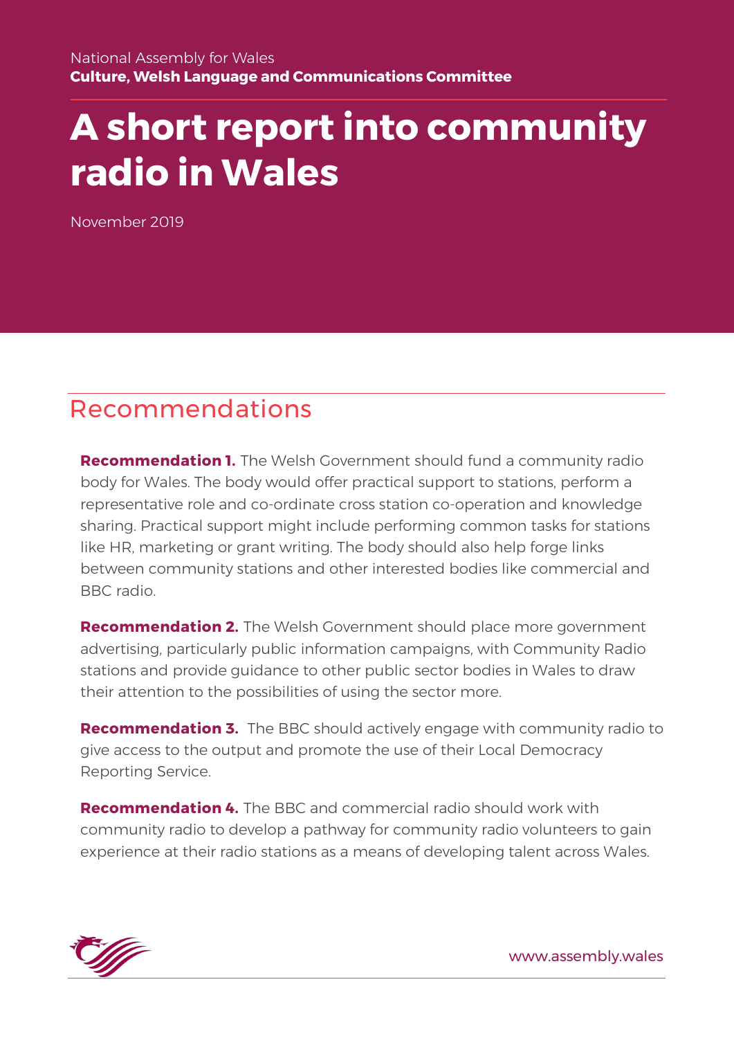National Assembly for Wales

**Culture, Welsh Language and Communications Committee**

# A short report into community radio in Wales

November 2019

## Recommendations

**Recommendation 1.** The Welsh Government should fund a community radio body for Wales. The body would offer practical support to stations, perform a representative role and co-ordinate cross station co-operation and knowledge sharing. Practical support might include performing common tasks for stations like HR, marketing or grant writing. The body should also help forge links between community stations and other interested bodies like commercial and BBC radio.

**Recommendation 2.** The Welsh Government should place more government advertising, particularly public information campaigns, with Community Radio stations and provide guidance to other public sector bodies in Wales to draw their attention to the possibilities of using the sector more.

**Recommendation 3.** The BBC should actively engage with community radio to give access to the output and promote the use of their Local Democracy Reporting Service.

**Recommendation 4.** The BBC and commercial radio should work with community radio to develop a pathway for community radio volunteers to gain experience at their radio stations as a means of developing talent across Wales.

www.assembly.wales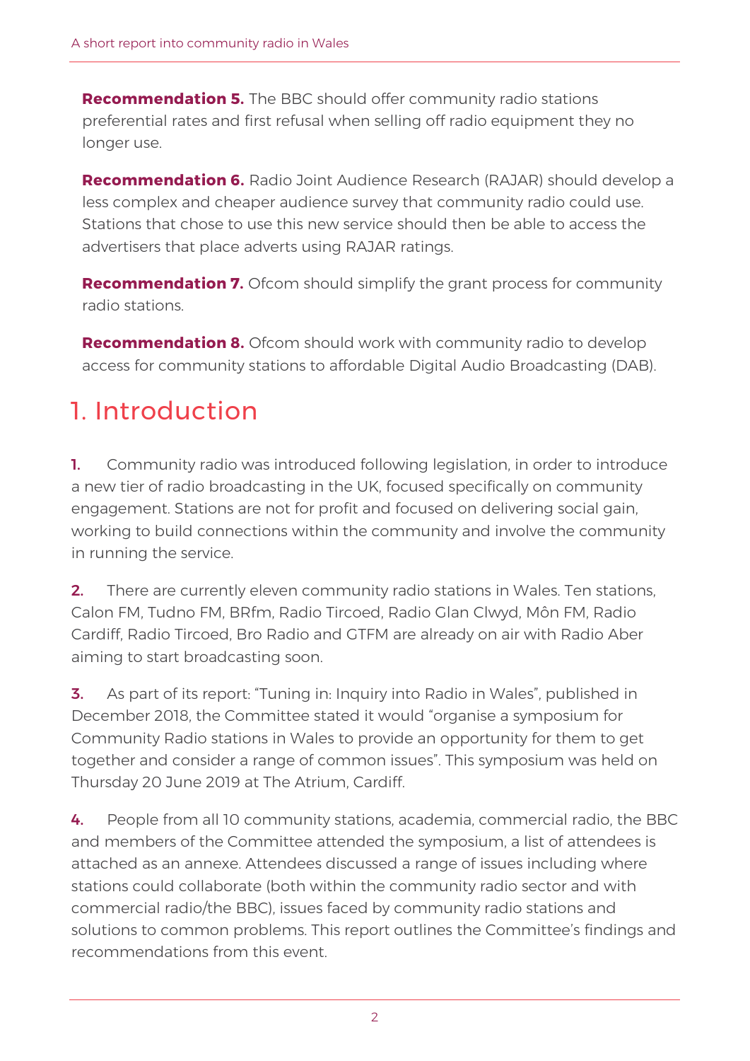**Recommendation 5.** The BBC should offer community radio stations preferential rates and first refusal when selling off radio equipment they no longer use.

**Recommendation 6.** Radio Joint Audience Research (RAJAR) should develop a less complex and cheaper audience survey that community radio could use. Stations that chose to use this new service should then be able to access the advertisers that place adverts using RAJAR ratings.

**Recommendation 7.** Ofcom should simplify the grant process for community radio stations.

**Recommendation 8.** Ofcom should work with community radio to develop access for community stations to affordable Digital Audio Broadcasting (DAB).

# 1. Introduction

**1.** Community radio was introduced following legislation, in order to introduce a new tier of radio broadcasting in the UK, focused specifically on community engagement. Stations are not for profit and focused on delivering social gain, working to build connections within the community and involve the community in running the service.

**2.** There are currently eleven community radio stations in Wales. Ten stations, Calon FM, Tudno FM, BRfm, Radio Tircoed, Radio Glan Clwyd, Môn FM, Radio Cardiff, Radio Tircoed, Bro Radio and GTFM are already on air with Radio Aber aiming to start broadcasting soon.

**3.** As part of its report: "Tuning in: Inquiry into Radio in Wales", published in December 2018, the Committee stated it would "organise a symposium for Community Radio stations in Wales to provide an opportunity for them to get together and consider a range of common issues". This symposium was held on Thursday 20 June 2019 at The Atrium, Cardiff.

**4.** People from all 10 community stations, academia, commercial radio, the BBC and members of the Committee attended the symposium, a list of attendees is attached as an annexe. Attendees discussed a range of issues including where stations could collaborate (both within the community radio sector and with commercial radio/the BBC), issues faced by community radio stations and solutions to common problems. This report outlines the Committee's findings and recommendations from this event.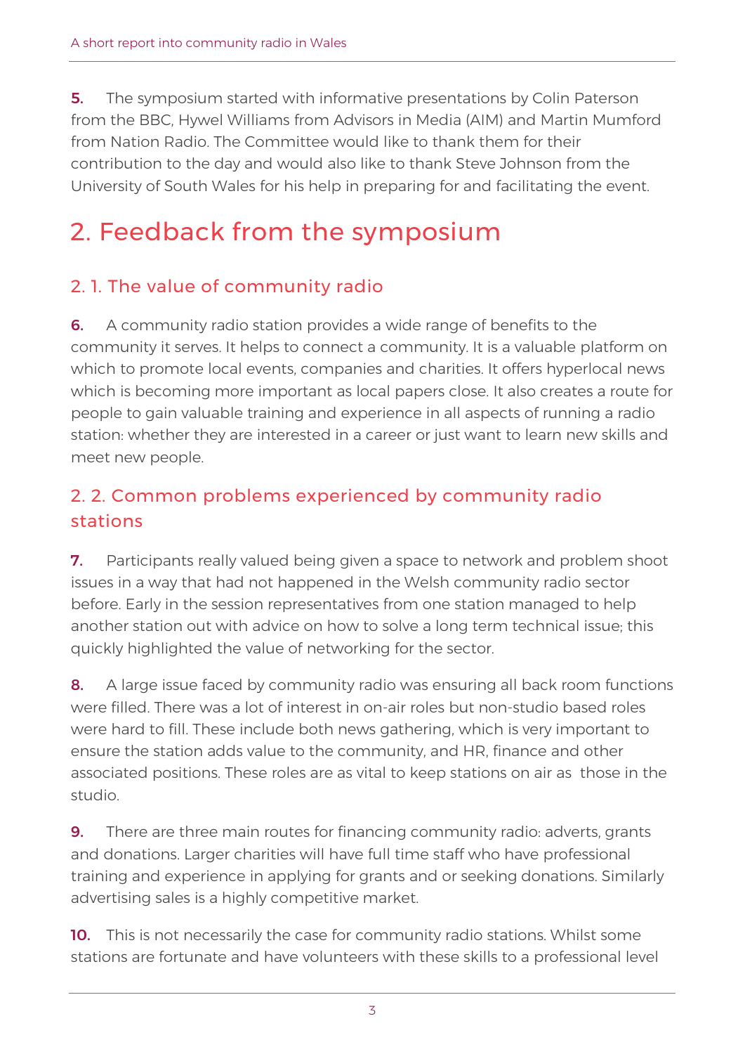**5.** The symposium started with informative presentations by Colin Paterson from the BBC, Hywel Williams from Advisors in Media (AIM) and Martin Mumford from Nation Radio. The Committee would like to thank them for their contribution to the day and would also like to thank Steve Johnson from the University of South Wales for his help in preparing for and facilitating the event.

# 2. Feedback from the symposium

## 2. 1. The value of community radio

**6.** A community radio station provides a wide range of benefits to the community it serves. It helps to connect a community. It is a valuable platform on which to promote local events, companies and charities. It offers hyperlocal news which is becoming more important as local papers close. It also creates a route for people to gain valuable training and experience in all aspects of running a radio station: whether they are interested in a career or just want to learn new skills and meet new people.

## 2. 2. Common problems experienced by community radio stations

**7.** Participants really valued being given a space to network and problem shoot issues in a way that had not happened in the Welsh community radio sector before. Early in the session representatives from one station managed to help another station out with advice on how to solve a long term technical issue; this quickly highlighted the value of networking for the sector.

**8.** A large issue faced by community radio was ensuring all back room functions were filled. There was a lot of interest in on-air roles but non-studio based roles were hard to fill. These include both news gathering, which is very important to ensure the station adds value to the community, and HR, finance and other associated positions. These roles are as vital to keep stations on air as those in the studio.

**9.** There are three main routes for financing community radio: adverts, grants and donations. Larger charities will have full time staff who have professional training and experience in applying for grants and or seeking donations. Similarly advertising sales is a highly competitive market.

**10.** This is not necessarily the case for community radio stations. Whilst some stations are fortunate and have volunteers with these skills to a professional level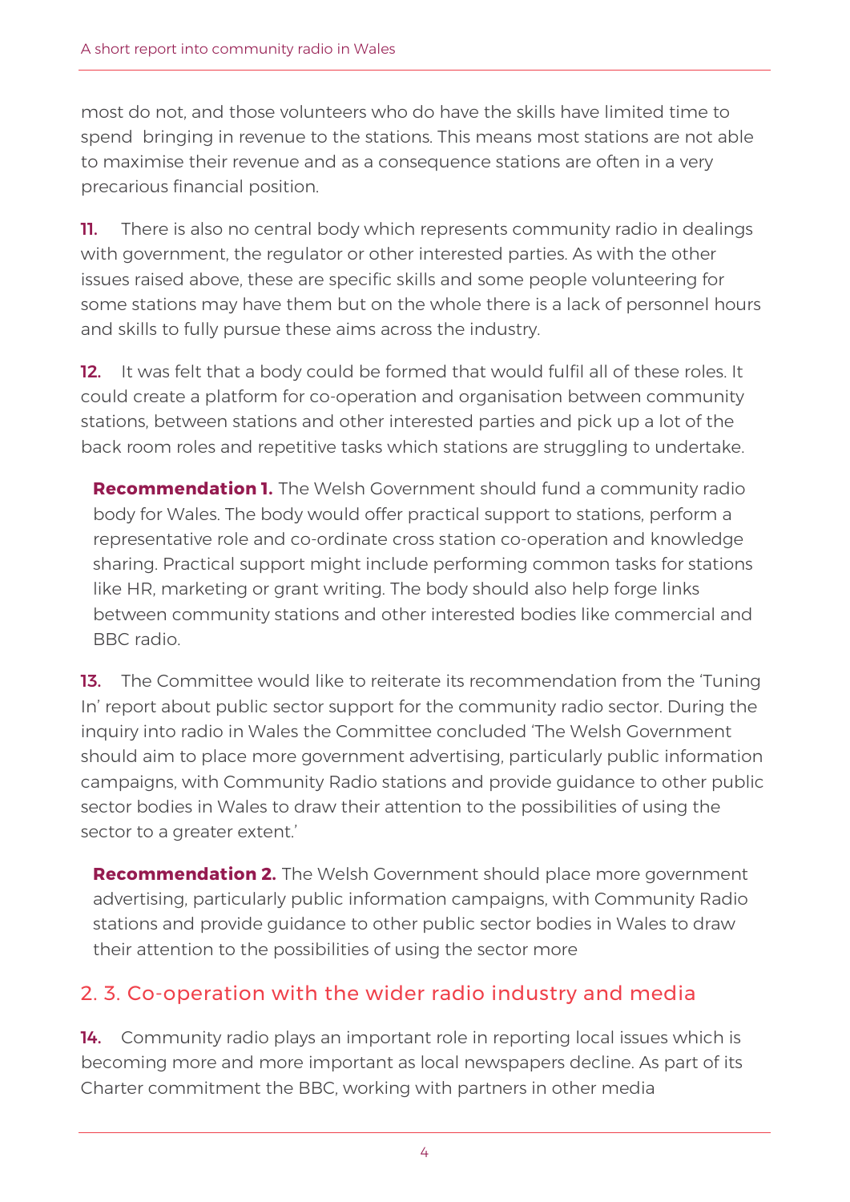most do not, and those volunteers who do have the skills have limited time to spend  bringing in revenue to the stations. This means most stations are not able to maximise their revenue and as a consequence stations are often in a very precarious financial position.

**11.** There is also no central body which represents community radio in dealings with government, the regulator or other interested parties. As with the other issues raised above, these are specific skills and some people volunteering for some stations may have them but on the whole there is a lack of personnel hours and skills to fully pursue these aims across the industry.

**12.** It was felt that a body could be formed that would fulfil all of these roles. It could create a platform for co-operation and organisation between community stations, between stations and other interested parties and pick up a lot of the back room roles and repetitive tasks which stations are struggling to undertake.

> **Recommendation 1.** The Welsh Government should fund a community radio body for Wales. The body would offer practical support to stations, perform a representative role and co-ordinate cross station co-operation and knowledge sharing. Practical support might include performing common tasks for stations like HR, marketing or grant writing. The body should also help forge links between community stations and other interested bodies like commercial and BBC radio.

**13.** The Committee would like to reiterate its recommendation from the 'Tuning In' report about public sector support for the community radio sector. During the inquiry into radio in Wales the Committee concluded 'The Welsh Government should aim to place more government advertising, particularly public information campaigns, with Community Radio stations and provide guidance to other public sector bodies in Wales to draw their attention to the possibilities of using the sector to a greater extent.'

> **Recommendation 2.** The Welsh Government should place more government advertising, particularly public information campaigns, with Community Radio stations and provide guidance to other public sector bodies in Wales to draw their attention to the possibilities of using the sector more

## 2. 3. Co-operation with the wider radio industry and media

**14.** Community radio plays an important role in reporting local issues which is becoming more and more important as local newspapers decline. As part of its Charter commitment the BBC, working with partners in other media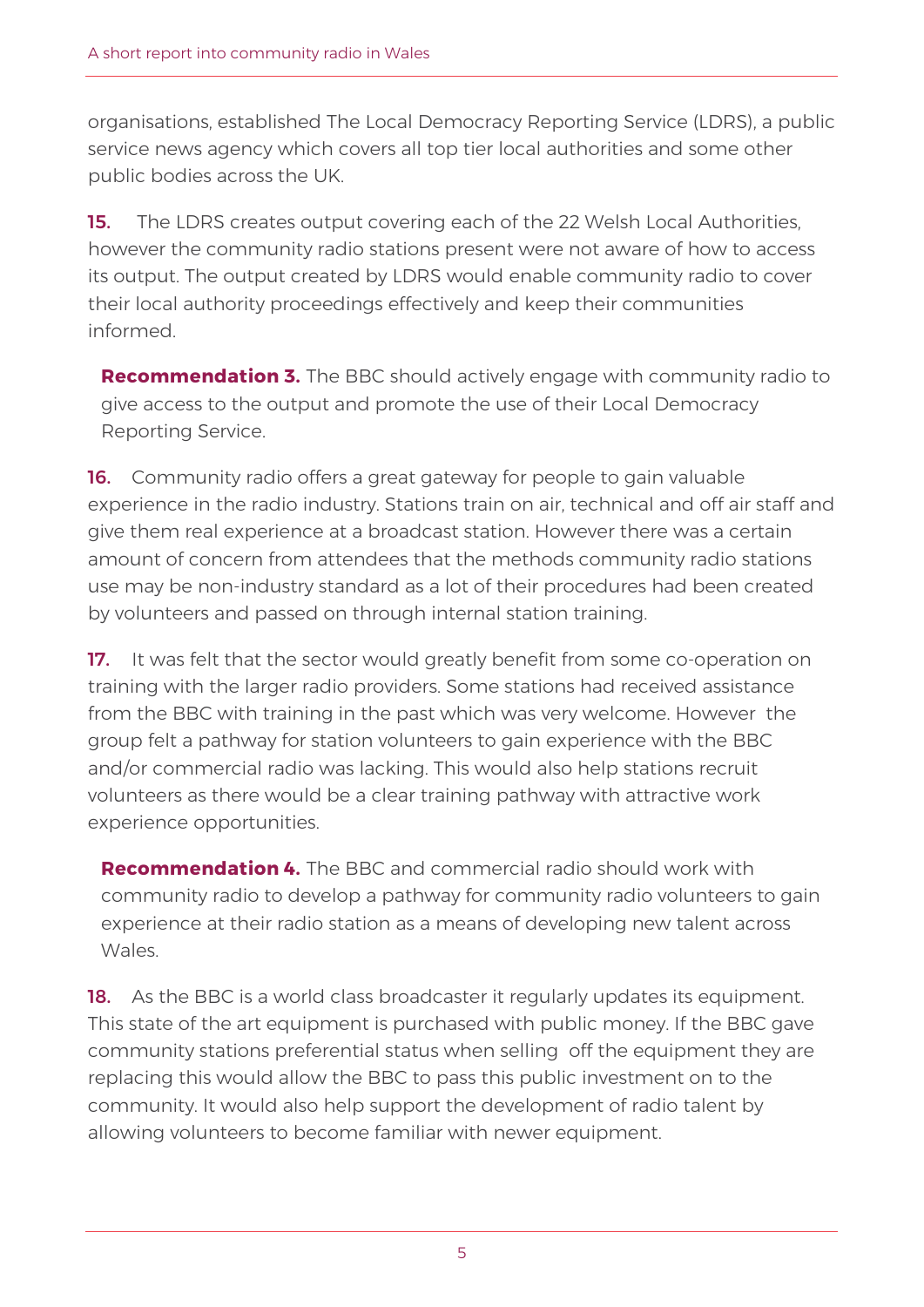organisations, established The Local Democracy Reporting Service (LDRS), a public service news agency which covers all top tier local authorities and some other public bodies across the UK.

**15.** The LDRS creates output covering each of the 22 Welsh Local Authorities, however the community radio stations present were not aware of how to access its output. The output created by LDRS would enable community radio to cover their local authority proceedings effectively and keep their communities informed.

> **Recommendation 3.** The BBC should actively engage with community radio to give access to the output and promote the use of their Local Democracy Reporting Service.

**16.** Community radio offers a great gateway for people to gain valuable experience in the radio industry. Stations train on air, technical and off air staff and give them real experience at a broadcast station. However there was a certain amount of concern from attendees that the methods community radio stations use may be non-industry standard as a lot of their procedures had been created by volunteers and passed on through internal station training.

**17.** It was felt that the sector would greatly benefit from some co-operation on training with the larger radio providers. Some stations had received assistance from the BBC with training in the past which was very welcome. However the group felt a pathway for station volunteers to gain experience with the BBC and/or commercial radio was lacking. This would also help stations recruit volunteers as there would be a clear training pathway with attractive work experience opportunities.

> **Recommendation 4.** The BBC and commercial radio should work with community radio to develop a pathway for community radio volunteers to gain experience at their radio station as a means of developing new talent across Wales.

**18.** As the BBC is a world class broadcaster it regularly updates its equipment. This state of the art equipment is purchased with public money. If the BBC gave community stations preferential status when selling off the equipment they are replacing this would allow the BBC to pass this public investment on to the community. It would also help support the development of radio talent by allowing volunteers to become familiar with newer equipment.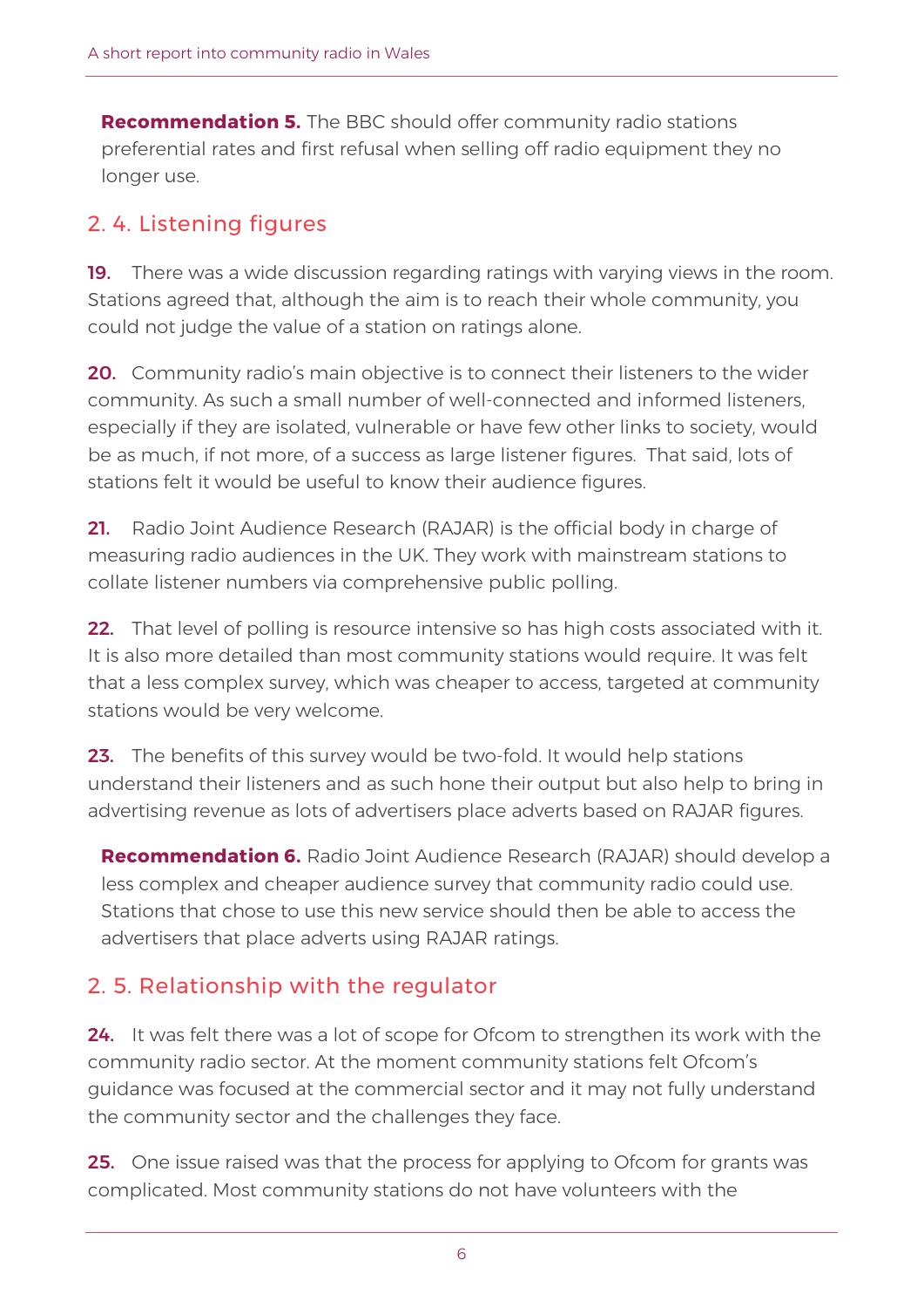**Recommendation 5.** The BBC should offer community radio stations preferential rates and first refusal when selling off radio equipment they no longer use.

## 2. 4. Listening figures

**19.** There was a wide discussion regarding ratings with varying views in the room. Stations agreed that, although the aim is to reach their whole community, you could not judge the value of a station on ratings alone.

**20.** Community radio's main objective is to connect their listeners to the wider community. As such a small number of well-connected and informed listeners, especially if they are isolated, vulnerable or have few other links to society, would be as much, if not more, of a success as large listener figures. That said, lots of stations felt it would be useful to know their audience figures.

**21.** Radio Joint Audience Research (RAJAR) is the official body in charge of measuring radio audiences in the UK. They work with mainstream stations to collate listener numbers via comprehensive public polling.

**22.** That level of polling is resource intensive so has high costs associated with it. It is also more detailed than most community stations would require. It was felt that a less complex survey, which was cheaper to access, targeted at community stations would be very welcome.

**23.** The benefits of this survey would be two-fold. It would help stations understand their listeners and as such hone their output but also help to bring in advertising revenue as lots of advertisers place adverts based on RAJAR figures.

**Recommendation 6.** Radio Joint Audience Research (RAJAR) should develop a less complex and cheaper audience survey that community radio could use. Stations that chose to use this new service should then be able to access the advertisers that place adverts using RAJAR ratings.

## 2. 5. Relationship with the regulator

**24.** It was felt there was a lot of scope for Ofcom to strengthen its work with the community radio sector. At the moment community stations felt Ofcom's guidance was focused at the commercial sector and it may not fully understand the community sector and the challenges they face.

**25.** One issue raised was that the process for applying to Ofcom for grants was complicated. Most community stations do not have volunteers with the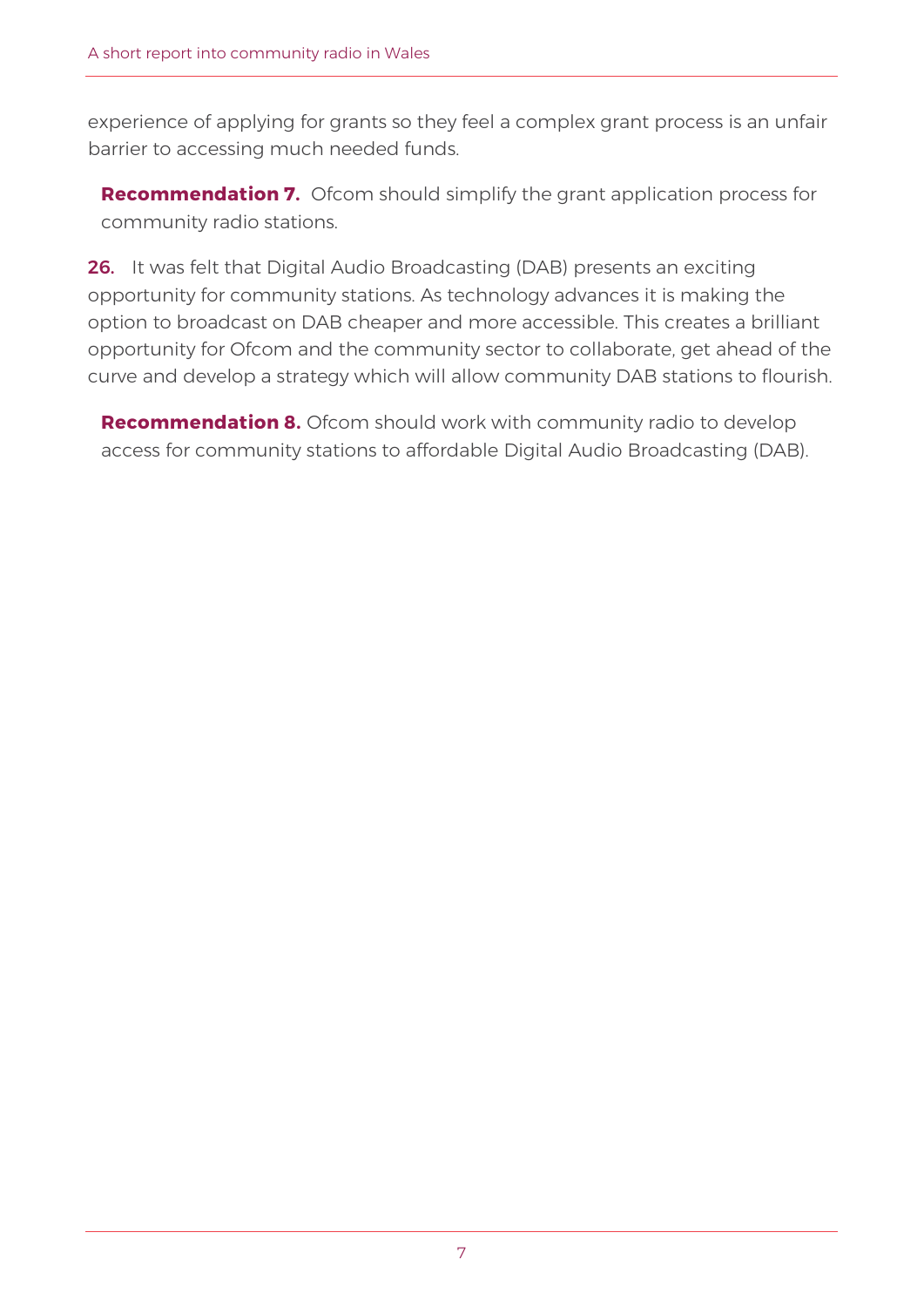experience of applying for grants so they feel a complex grant process is an unfair barrier to accessing much needed funds.

> **Recommendation 7.** Ofcom should simplify the grant application process for community radio stations.

**26.** It was felt that Digital Audio Broadcasting (DAB) presents an exciting opportunity for community stations. As technology advances it is making the option to broadcast on DAB cheaper and more accessible. This creates a brilliant opportunity for Ofcom and the community sector to collaborate, get ahead of the curve and develop a strategy which will allow community DAB stations to flourish.

> **Recommendation 8.** Ofcom should work with community radio to develop access for community stations to affordable Digital Audio Broadcasting (DAB).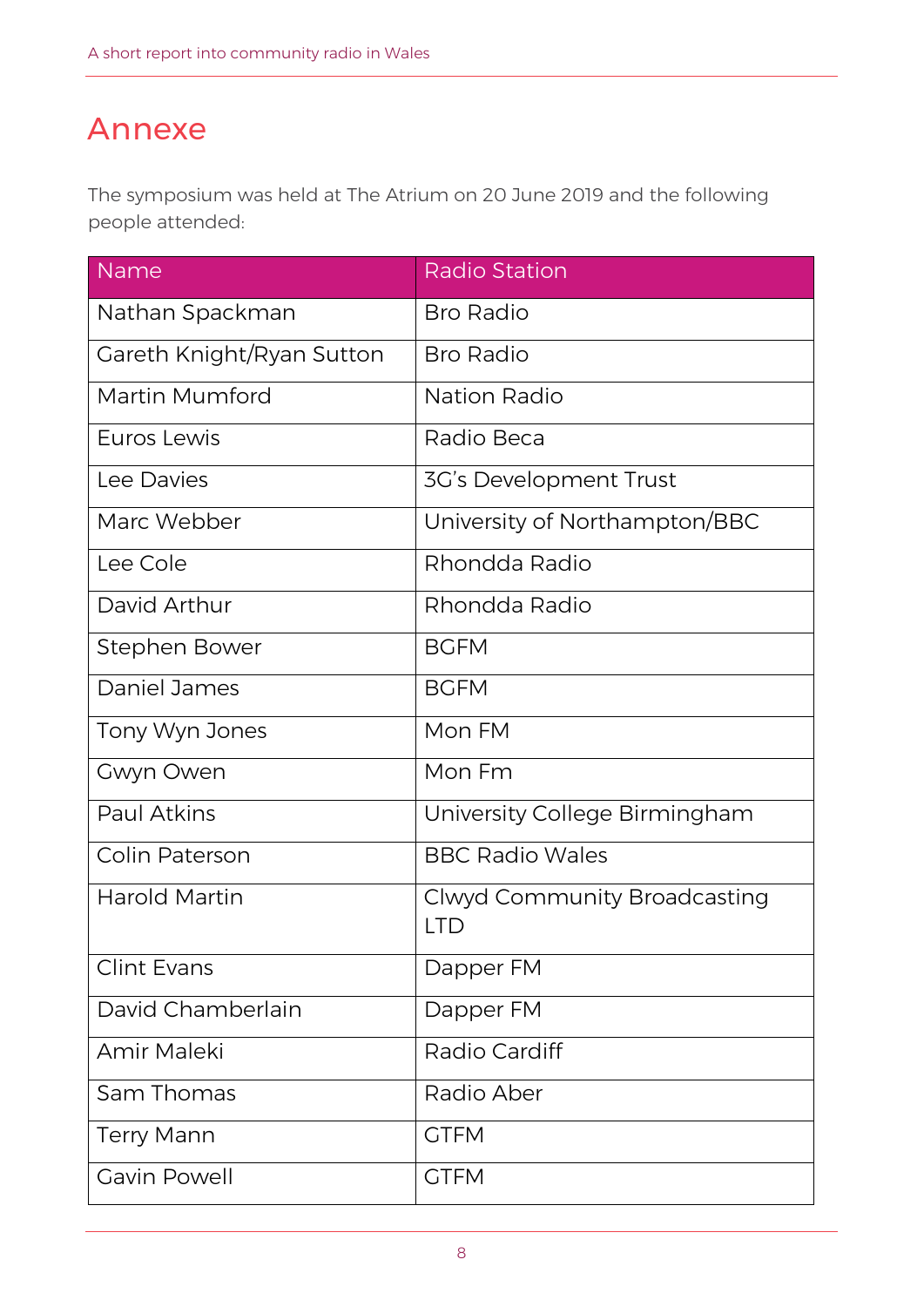# Annexe

The symposium was held at The Atrium on 20 June 2019 and the following people attended:

| Name | Radio Station |
|---|---|
| Nathan Spackman | Bro Radio |
| Gareth Knight/Ryan Sutton | Bro Radio |
| Martin Mumford | Nation Radio |
| Euros Lewis | Radio Beca |
| Lee Davies | 3G's Development Trust |
| Marc Webber | University of Northampton/BBC |
| Lee Cole | Rhondda Radio |
| David Arthur | Rhondda Radio |
| Stephen Bower | BGFM |
| Daniel James | BGFM |
| Tony Wyn Jones | Mon FM |
| Gwyn Owen | Mon Fm |
| Paul Atkins | University College Birmingham |
| Colin Paterson | BBC Radio Wales |
| Harold Martin | Clwyd Community Broadcasting LTD |
| Clint Evans | Dapper FM |
| David Chamberlain | Dapper FM |
| Amir Maleki | Radio Cardiff |
| Sam Thomas | Radio Aber |
| Terry Mann | GTFM |
| Gavin Powell | GTFM |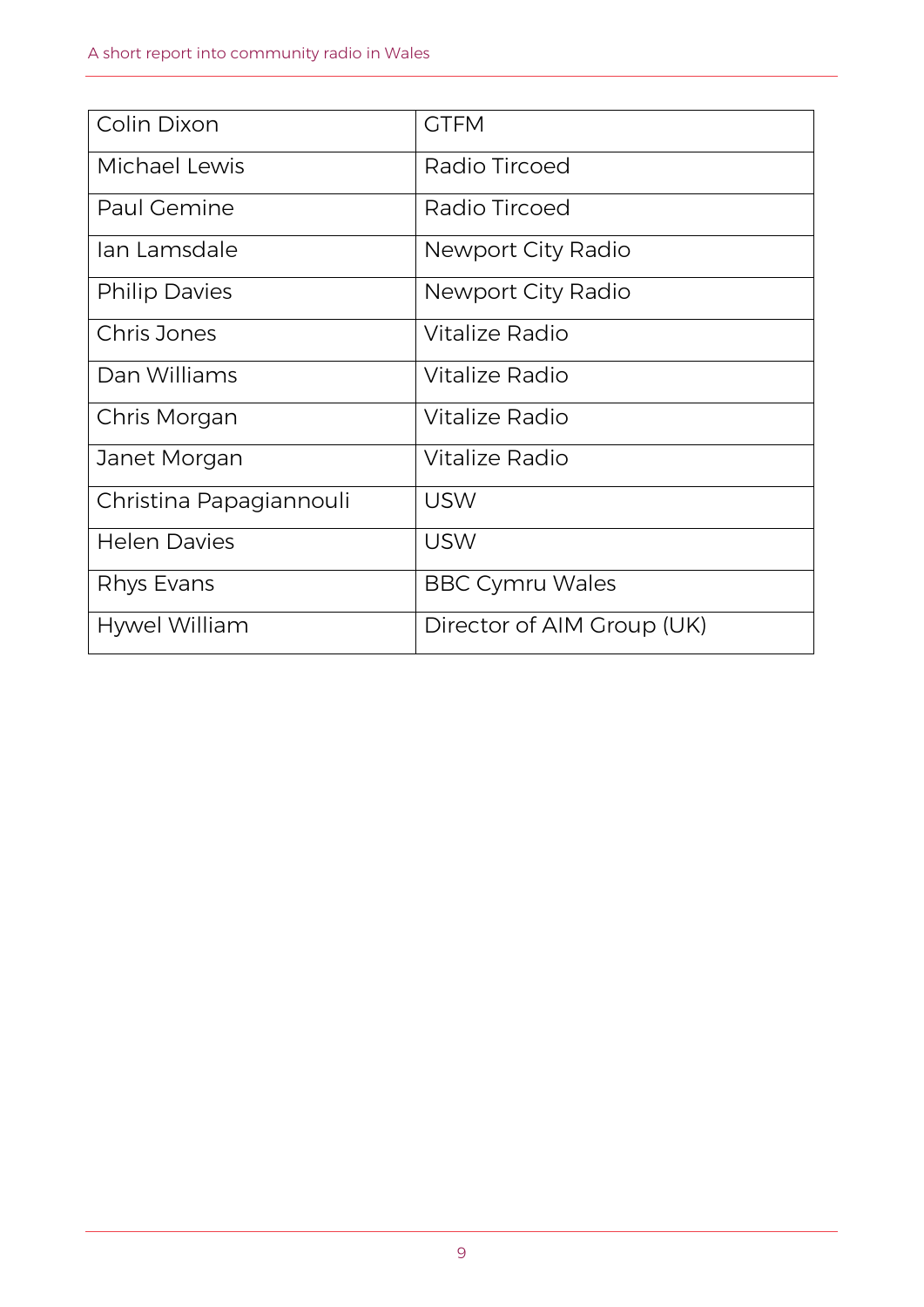| | |
|---|---|
| Colin Dixon | GTFM |
| Michael Lewis | Radio Tircoed |
| Paul Gemine | Radio Tircoed |
| Ian Lamsdale | Newport City Radio |
| Philip Davies | Newport City Radio |
| Chris Jones | Vitalize Radio |
| Dan Williams | Vitalize Radio |
| Chris Morgan | Vitalize Radio |
| Janet Morgan | Vitalize Radio |
| Christina Papagiannouli | USW |
| Helen Davies | USW |
| Rhys Evans | BBC Cymru Wales |
| Hywel William | Director of AIM Group (UK) |